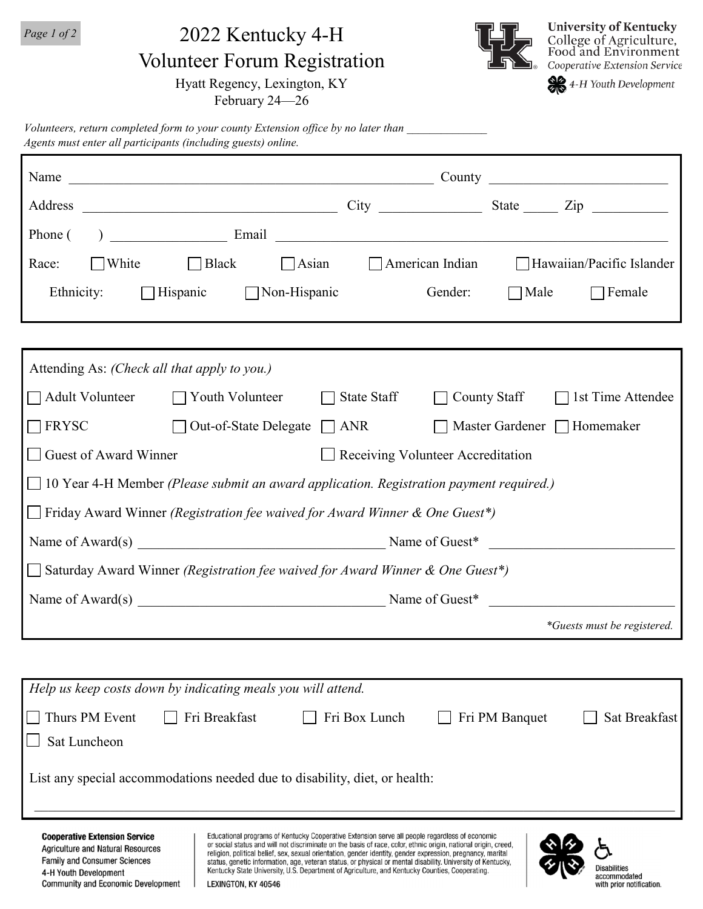# 2022 Kentucky 4-H Volunteer Forum Registration

Hyatt Regency, Lexington, KY
February 24—26

University of Kentucky
College of Agriculture, Food and Environment
Cooperative Extension Service
4-H Youth Development

*Volunteers, return completed form to your county Extension office by no later than \_\_\_\_\_\_\_\_\_\_\_\_\_*
*Agents must enter all participants (including guests) online.*

Name \_\_\_\_\_\_\_\_\_\_\_\_\_\_\_\_\_\_\_\_\_\_\_\_\_\_\_\_\_\_\_\_\_\_\_\_\_\_\_\_\_\_\_\_\_\_\_\_ County \_\_\_\_\_\_\_\_\_\_\_\_\_\_\_\_\_\_\_\_\_\_\_\_

Address \_\_\_\_\_\_\_\_\_\_\_\_\_\_\_\_\_\_\_\_\_\_\_\_\_\_\_\_\_\_\_\_\_\_\_\_ City \_\_\_\_\_\_\_\_\_\_\_\_\_\_ State \_\_\_\_\_ Zip \_\_\_\_\_\_\_\_\_\_

Phone (      ) \_\_\_\_\_\_\_\_\_\_\_\_\_\_\_\_ Email \_\_\_\_\_\_\_\_\_\_\_\_\_\_\_\_\_\_\_\_\_\_\_\_\_\_\_\_\_\_\_\_\_\_\_\_\_\_\_\_\_\_\_\_\_\_\_\_\_\_\_\_

Race: ☐ White ☐ Black ☐ Asian ☐ American Indian ☐ Hawaiian/Pacific Islander

Ethnicity: ☐ Hispanic ☐ Non-Hispanic    Gender: ☐ Male ☐ Female

---

Attending As: *(Check all that apply to you.)*

☐ Adult Volunteer ☐ Youth Volunteer ☐ State Staff ☐ County Staff ☐ 1st Time Attendee

☐ FRYSC ☐ Out-of-State Delegate ☐ ANR ☐ Master Gardener ☐ Homemaker

☐ Guest of Award Winner ☐ Receiving Volunteer Accreditation

☐ 10 Year 4-H Member *(Please submit an award application. Registration payment required.)*

☐ Friday Award Winner *(Registration fee waived for Award Winner & One Guest\*)*

Name of Award(s) \_\_\_\_\_\_\_\_\_\_\_\_\_\_\_\_\_\_\_\_\_\_\_\_\_\_\_\_\_\_\_\_\_ Name of Guest\* \_\_\_\_\_\_\_\_\_\_\_\_\_\_\_\_\_\_\_\_\_\_\_\_

☐ Saturday Award Winner *(Registration fee waived for Award Winner & One Guest\*)*

Name of Award(s) \_\_\_\_\_\_\_\_\_\_\_\_\_\_\_\_\_\_\_\_\_\_\_\_\_\_\_\_\_\_\_\_\_ Name of Guest\* \_\_\_\_\_\_\_\_\_\_\_\_\_\_\_\_\_\_\_\_\_\_\_\_

*\*Guests must be registered.*

---

*Help us keep costs down by indicating meals you will attend.*

☐ Thurs PM Event ☐ Fri Breakfast ☐ Fri Box Lunch ☐ Fri PM Banquet ☐ Sat Breakfast

☐ Sat Luncheon

List any special accommodations needed due to disability, diet, or health:

\_\_\_\_\_\_\_\_\_\_\_\_\_\_\_\_\_\_\_\_\_\_\_\_\_\_\_\_\_\_\_\_\_\_\_\_\_\_\_\_\_\_\_\_\_\_\_\_\_\_\_\_\_\_\_\_\_\_\_\_\_\_\_\_\_\_\_\_\_\_\_\_\_\_\_\_\_\_\_\_\_\_

---

**Cooperative Extension Service**
Agriculture and Natural Resources
Family and Consumer Sciences
4-H Youth Development
Community and Economic Development

Educational programs of Kentucky Cooperative Extension serve all people regardless of economic or social status and will not discriminate on the basis of race, color, ethnic origin, national origin, creed, religion, political belief, sex, sexual orientation, gender identity, gender expression, pregnancy, marital status, genetic information, age, veteran status, or physical or mental disability. University of Kentucky, Kentucky State University, U.S. Department of Agriculture, and Kentucky Counties, Cooperating.

LEXINGTON, KY 40546

Disabilities accommodated with prior notification.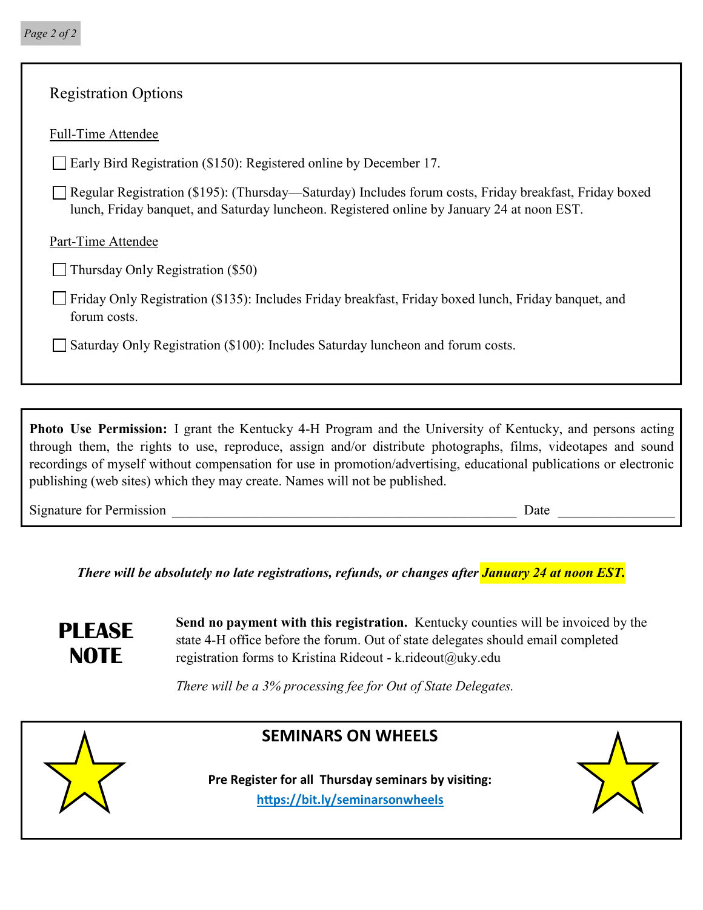## Registration Options

Full-Time Attendee

- ☐ Early Bird Registration ($150): Registered online by December 17.
- ☐ Regular Registration ($195): (Thursday—Saturday) Includes forum costs, Friday breakfast, Friday boxed lunch, Friday banquet, and Saturday luncheon. Registered online by January 24 at noon EST.

Part-Time Attendee

- ☐ Thursday Only Registration ($50)
- ☐ Friday Only Registration ($135): Includes Friday breakfast, Friday boxed lunch, Friday banquet, and forum costs.
- ☐ Saturday Only Registration ($100): Includes Saturday luncheon and forum costs.

**Photo Use Permission:** I grant the Kentucky 4-H Program and the University of Kentucky, and persons acting through them, the rights to use, reproduce, assign and/or distribute photographs, films, videotapes and sound recordings of myself without compensation for use in promotion/advertising, educational publications or electronic publishing (web sites) which they may create. Names will not be published.

Signature for Permission ______________________________ Date ____________

***There will be absolutely no late registrations, refunds, or changes after January 24 at noon EST.***

**PLEASE NOTE**

**Send no payment with this registration.** Kentucky counties will be invoiced by the state 4-H office before the forum. Out of state delegates should email completed registration forms to Kristina Rideout - k.rideout@uky.edu

*There will be a 3% processing fee for Out of State Delegates.*

## SEMINARS ON WHEELS

**Pre Register for all Thursday seminars by visiting:**

**https://bit.ly/seminarsonwheels**